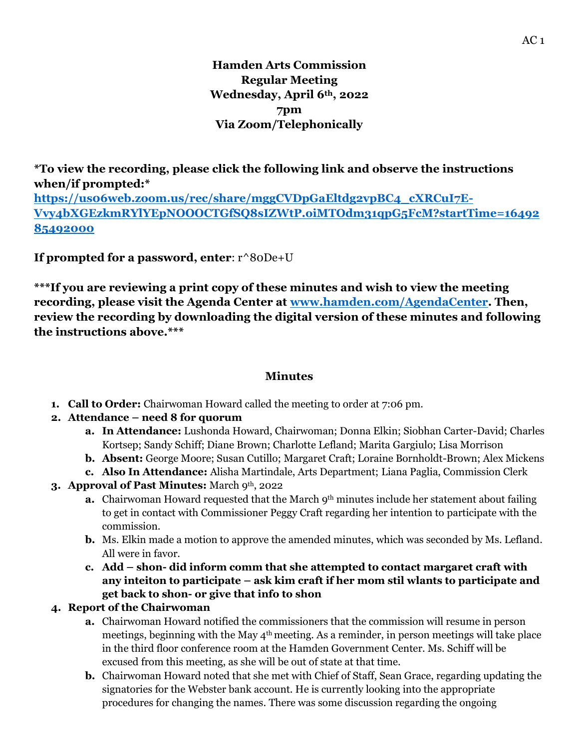**Hamden Arts Commission**
**Regular Meeting**
**Wednesday, April 6th, 2022**
**7pm**
**Via Zoom/Telephonically**

**\*To view the recording, please click the following link and observe the instructions when/if prompted:\***
**https://us06web.zoom.us/rec/share/mggCVDpGaEltdg2vpBC4_cXRCuI7E-Vvy4bXGEzkmRYlYEpNOOOCTGfSQ8sIZWtP.oiMTOdm31qpG5FcM?startTime=1649285492000**

**If prompted for a password, enter**: r^80De+U

**\*\*\*If you are reviewing a print copy of these minutes and wish to view the meeting recording, please visit the Agenda Center at www.hamden.com/AgendaCenter. Then, review the recording by downloading the digital version of these minutes and following the instructions above.\*\*\***

## Minutes

1. **Call to Order:** Chairwoman Howard called the meeting to order at 7:06 pm.
2. **Attendance – need 8 for quorum**
   a. **In Attendance:** Lushonda Howard, Chairwoman; Donna Elkin; Siobhan Carter-David; Charles Kortsep; Sandy Schiff; Diane Brown; Charlotte Lefland; Marita Gargiulo; Lisa Morrison
   b. **Absent:** George Moore; Susan Cutillo; Margaret Craft; Loraine Bornholdt-Brown; Alex Mickens
   c. **Also In Attendance:** Alisha Martindale, Arts Department; Liana Paglia, Commission Clerk
3. **Approval of Past Minutes:** March 9th, 2022
   a. Chairwoman Howard requested that the March 9th minutes include her statement about failing to get in contact with Commissioner Peggy Craft regarding her intention to participate with the commission.
   b. Ms. Elkin made a motion to approve the amended minutes, which was seconded by Ms. Lefland. All were in favor.
   c. **Add – shon- did inform comm that she attempted to contact margaret craft with any inteiton to participate – ask kim craft if her mom stil wlants to participate and get back to shon- or give that info to shon**
4. **Report of the Chairwoman**
   a. Chairwoman Howard notified the commissioners that the commission will resume in person meetings, beginning with the May 4th meeting. As a reminder, in person meetings will take place in the third floor conference room at the Hamden Government Center. Ms. Schiff will be excused from this meeting, as she will be out of state at that time.
   b. Chairwoman Howard noted that she met with Chief of Staff, Sean Grace, regarding updating the signatories for the Webster bank account. He is currently looking into the appropriate procedures for changing the names. There was some discussion regarding the ongoing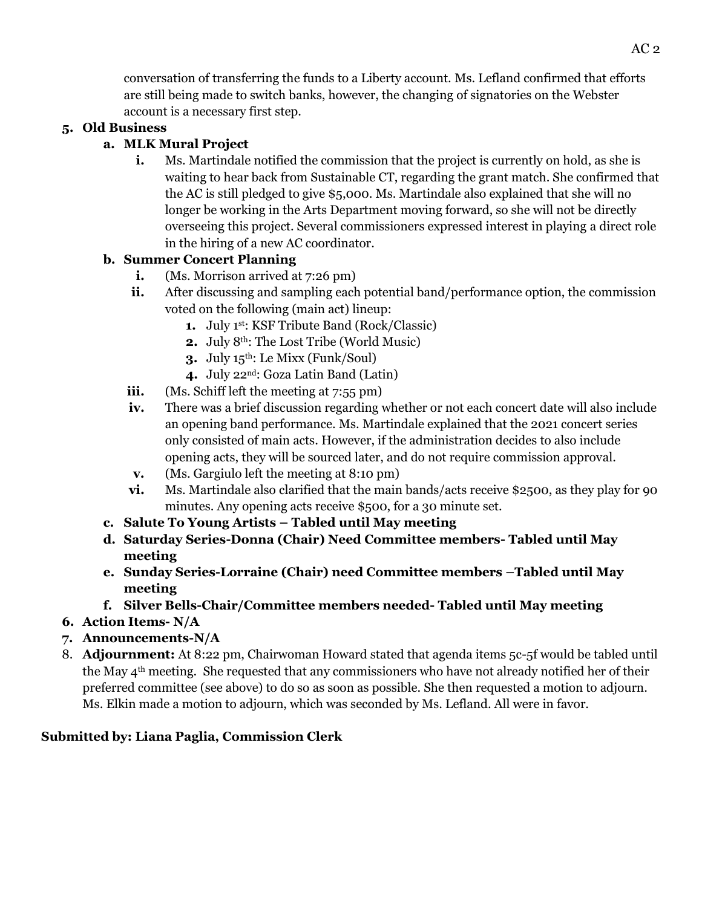conversation of transferring the funds to a Liberty account. Ms. Lefland confirmed that efforts are still being made to switch banks, however, the changing of signatories on the Webster account is a necessary first step.

5. **Old Business**
   a. **MLK Mural Project**
      i. Ms. Martindale notified the commission that the project is currently on hold, as she is waiting to hear back from Sustainable CT, regarding the grant match. She confirmed that the AC is still pledged to give $5,000. Ms. Martindale also explained that she will no longer be working in the Arts Department moving forward, so she will not be directly overseeing this project. Several commissioners expressed interest in playing a direct role in the hiring of a new AC coordinator.

   b. **Summer Concert Planning**
      i. (Ms. Morrison arrived at 7:26 pm)
      ii. After discussing and sampling each potential band/performance option, the commission voted on the following (main act) lineup:
         1. July 1st: KSF Tribute Band (Rock/Classic)
         2. July 8th: The Lost Tribe (World Music)
         3. July 15th: Le Mixx (Funk/Soul)
         4. July 22nd: Goza Latin Band (Latin)
      iii. (Ms. Schiff left the meeting at 7:55 pm)
      iv. There was a brief discussion regarding whether or not each concert date will also include an opening band performance. Ms. Martindale explained that the 2021 concert series only consisted of main acts. However, if the administration decides to also include opening acts, they will be sourced later, and do not require commission approval.
      v. (Ms. Gargiulo left the meeting at 8:10 pm)
      vi. Ms. Martindale also clarified that the main bands/acts receive $2500, as they play for 90 minutes. Any opening acts receive $500, for a 30 minute set.

   c. **Salute To Young Artists – Tabled until May meeting**
   d. **Saturday Series-Donna (Chair) Need Committee members- Tabled until May meeting**
   e. **Sunday Series-Lorraine (Chair) need Committee members –Tabled until May meeting**
   f. **Silver Bells-Chair/Committee members needed- Tabled until May meeting**

6. **Action Items- N/A**
7. **Announcements-N/A**
8. **Adjournment:** At 8:22 pm, Chairwoman Howard stated that agenda items 5c-5f would be tabled until the May 4th meeting. She requested that any commissioners who have not already notified her of their preferred committee (see above) to do so as soon as possible. She then requested a motion to adjourn. Ms. Elkin made a motion to adjourn, which was seconded by Ms. Lefland. All were in favor.

**Submitted by: Liana Paglia, Commission Clerk**